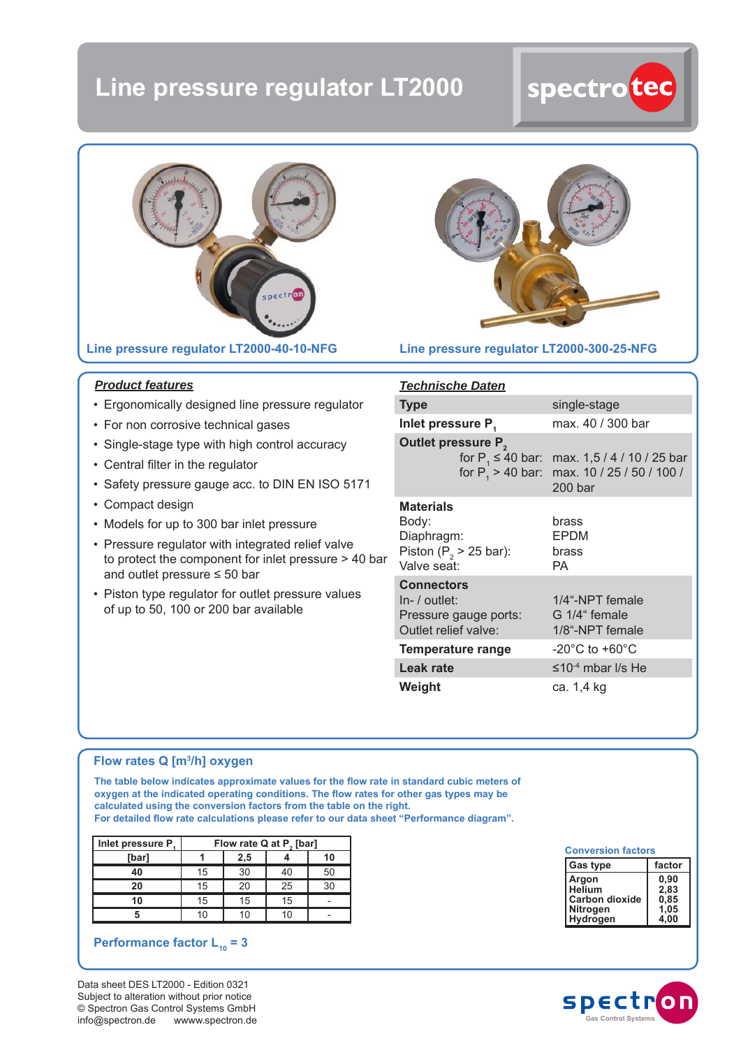# Line pressure regulator LT2000

Line pressure regulator LT2000-40-10-NFG

Line pressure regulator LT2000-300-25-NFG

## *Product features*

- Ergonomically designed line pressure regulator
- For non corrosive technical gases
- Single-stage type with high control accuracy
- Central filter in the regulator
- Safety pressure gauge acc. to DIN EN ISO 5171
- Compact design
- Models for up to 300 bar inlet pressure
- Pressure regulator with integrated relief valve to protect the component for inlet pressure > 40 bar and outlet pressure ≤ 50 bar
- Piston type regulator for outlet pressure values of up to 50, 100 or 200 bar available

## *Technische Daten*

| | |
|---|---|
| **Type** | single-stage |
| **Inlet pressure $P_1$** | max. 40 / 300 bar |
| **Outlet pressure $P_2$** | |
| for $P_1 \leq 40$ bar: | max. 1,5 / 4 / 10 / 25 bar |
| for $P_1 > 40$ bar: | max. 10 / 25 / 50 / 100 / 200 bar |
| **Materials** | |
| Body: | brass |
| Diaphragm: | EPDM |
| Piston ($P_2 > 25$ bar): | brass |
| Valve seat: | PA |
| **Connectors** | |
| In- / outlet: | 1/4“-NPT female |
| Pressure gauge ports: | G 1/4“ female |
| Outlet relief valve: | 1/8“-NPT female |
| **Temperature range** | -20°C to +60°C |
| **Leak rate** | ≤$10^{-4}$ mbar l/s He |
| **Weight** | ca. 1,4 kg |

## Flow rates Q [m³/h] oxygen

**The table below indicates approximate values for the flow rate in standard cubic meters of oxygen at the indicated operating conditions. The flow rates for other gas types may be calculated using the conversion factors from the table on the right.**
**For detailed flow rate calculations please refer to our data sheet “Performance diagram”.**

| Inlet pressure $P_1$ | Flow rate Q at $P_2$ [bar] | | | |
|---|---|---|---|---|
| [bar] | 1 | 2,5 | 4 | 10 |
| **40** | 15 | 30 | 40 | 50 |
| **20** | 15 | 20 | 25 | 30 |
| **10** | 15 | 15 | 15 | - |
| **5** | 10 | 10 | 10 | - |

Conversion factors

| Gas type | factor |
|---|---|
| Argon | 0,90 |
| Helium | 2,83 |
| Carbon dioxide | 0,85 |
| Nitrogen | 1,05 |
| Hydrogen | 4,00 |

**Performance factor $L_{10} = 3$**

Data sheet DES LT2000 - Edition 0321
Subject to alteration without prior notice
© Spectron Gas Control Systems GmbH
info@spectron.de wwww.spectron.de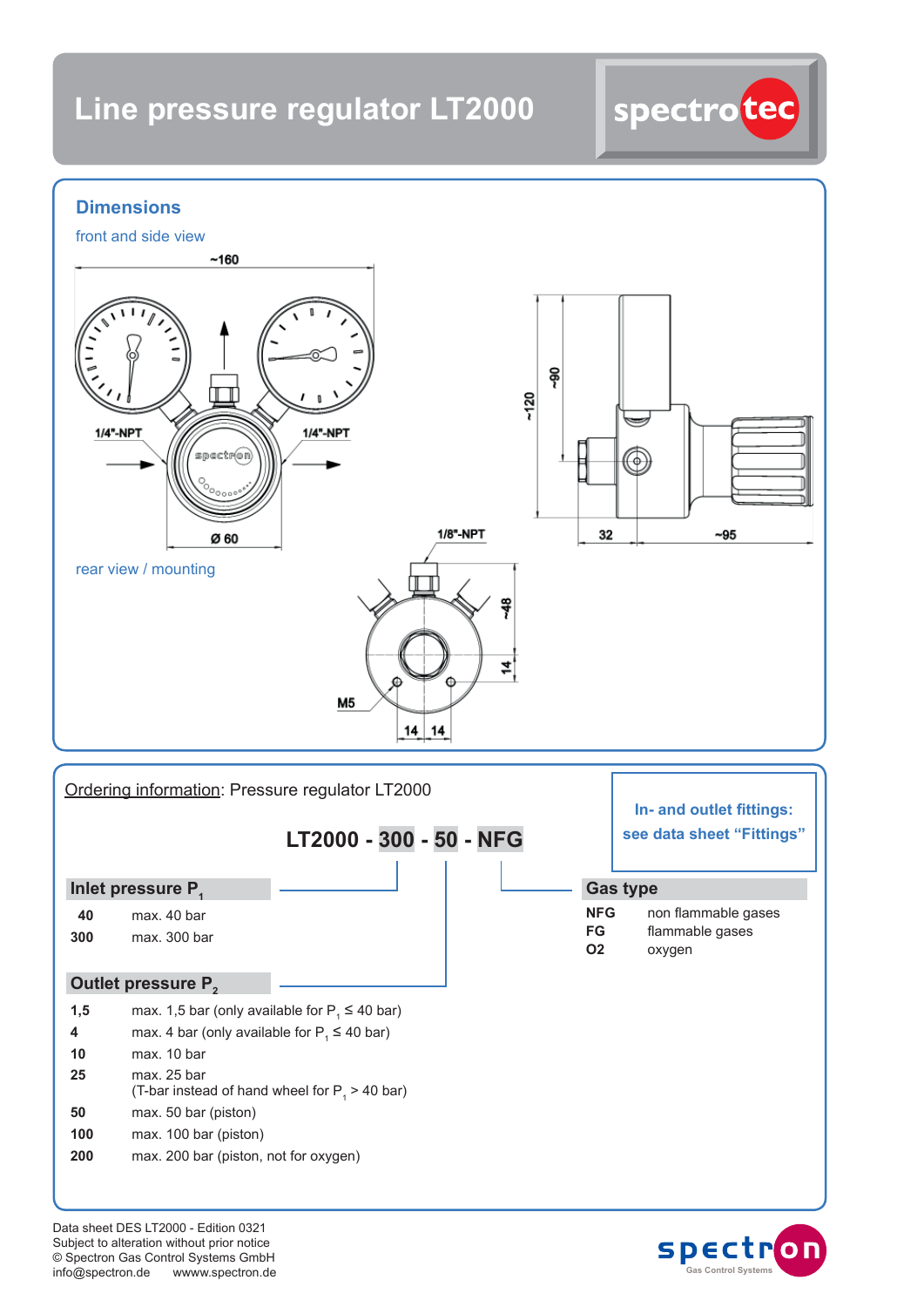# Line pressure regulator LT2000

## Dimensions

front and side view

~160

1/4"-NPT

1/4"-NPT

Ø 60

~120

~90

32

~95

rear view / mounting

1/8"-NPT

~48

14

M5

14 14

## Ordering information: Pressure regulator LT2000

**LT2000 - 300 - 50 - NFG**

In- and outlet fittings: see data sheet "Fittings"

### Inlet pressure $P_1$

| | |
|---|---|
| **40** | max. 40 bar |
| **300** | max. 300 bar |

### Outlet pressure $P_2$

| | |
|---|---|
| **1,5** | max. 1,5 bar (only available for $P_1 \leq 40$ bar) |
| **4** | max. 4 bar (only available for $P_1 \leq 40$ bar) |
| **10** | max. 10 bar |
| **25** | max. 25 bar (T-bar instead of hand wheel for $P_1 > 40$ bar) |
| **50** | max. 50 bar (piston) |
| **100** | max. 100 bar (piston) |
| **200** | max. 200 bar (piston, not for oxygen) |

### Gas type

| | |
|---|---|
| **NFG** | non flammable gases |
| **FG** | flammable gases |
| **O2** | oxygen |

Data sheet DES LT2000 - Edition 0321
Subject to alteration without prior notice
© Spectron Gas Control Systems GmbH
info@spectron.de wwww.spectron.de